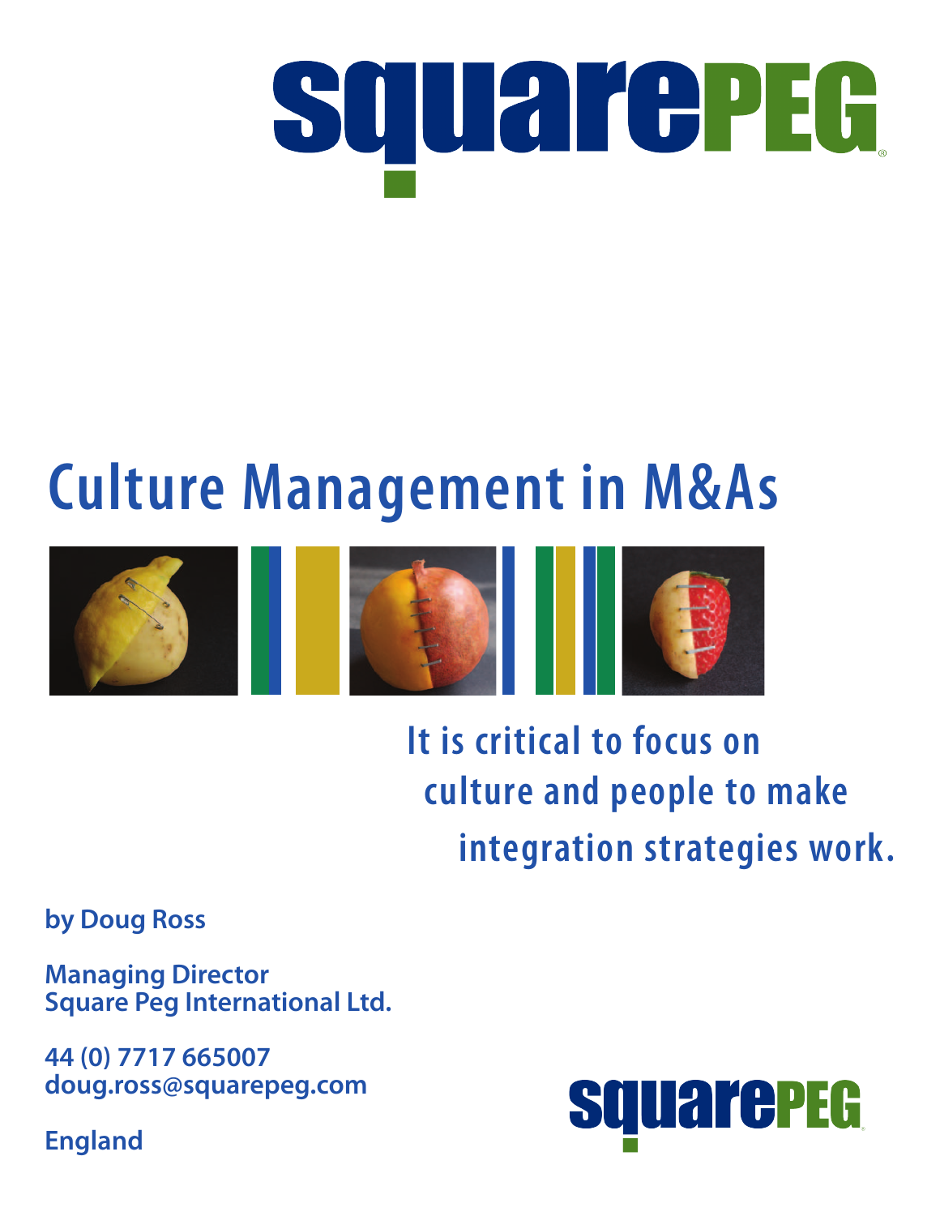squarePEG

# Culture Management in M&As

**It is critical to focus on culture and people to make integration strategies work.**

**by Doug Ross**

**Managing Director**
**Square Peg International Ltd.**

**44 (0) 7717 665007**
**doug.ross@squarepeg.com**

**England**

squarePEG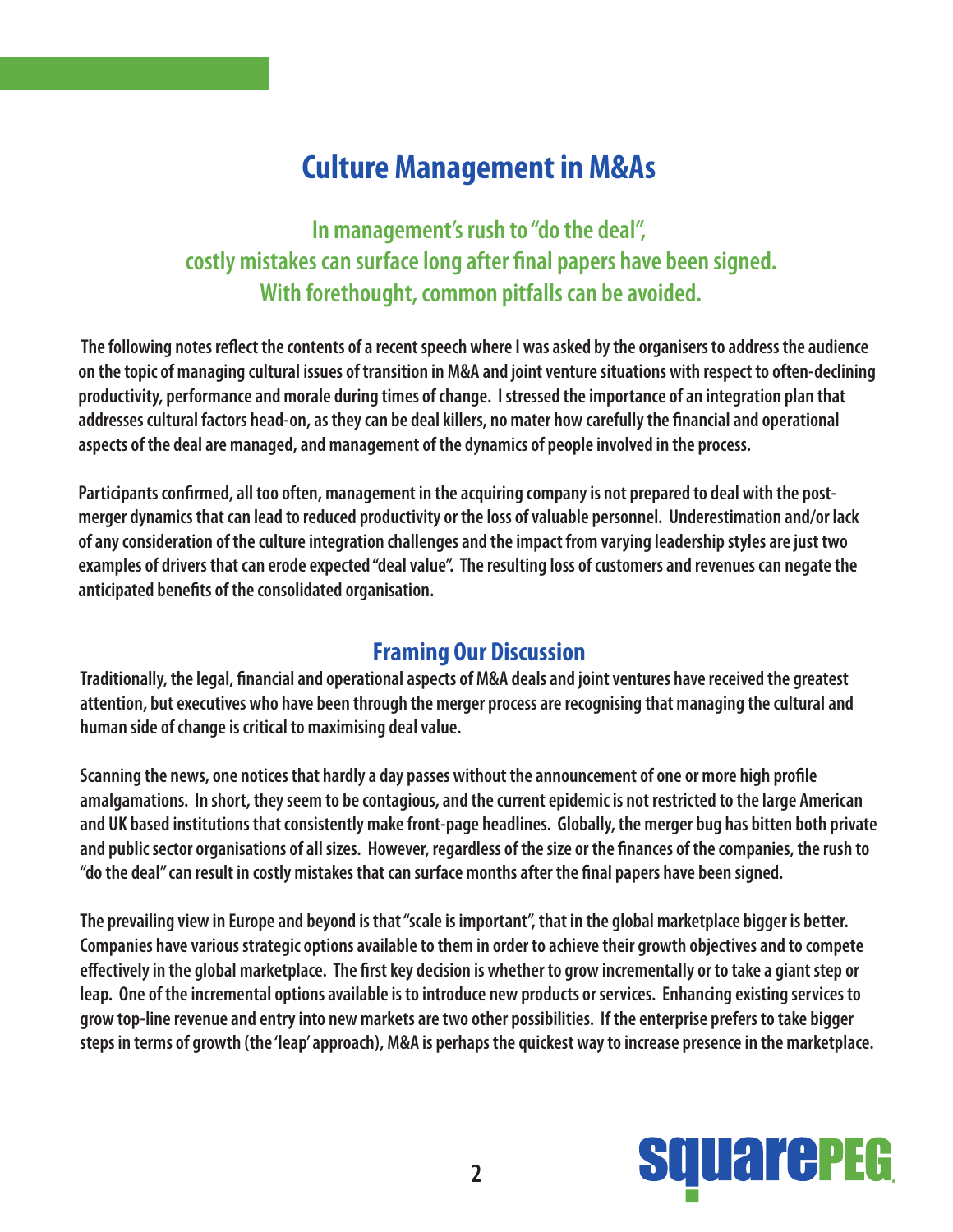# Culture Management in M&As

## In management's rush to "do the deal", costly mistakes can surface long after final papers have been signed. With forethought, common pitfalls can be avoided.

The following notes reflect the contents of a recent speech where I was asked by the organisers to address the audience on the topic of managing cultural issues of transition in M&A and joint venture situations with respect to often-declining productivity, performance and morale during times of change. I stressed the importance of an integration plan that addresses cultural factors head-on, as they can be deal killers, no mater how carefully the financial and operational aspects of the deal are managed, and management of the dynamics of people involved in the process.

Participants confirmed, all too often, management in the acquiring company is not prepared to deal with the post-merger dynamics that can lead to reduced productivity or the loss of valuable personnel. Underestimation and/or lack of any consideration of the culture integration challenges and the impact from varying leadership styles are just two examples of drivers that can erode expected "deal value". The resulting loss of customers and revenues can negate the anticipated benefits of the consolidated organisation.

## Framing Our Discussion

Traditionally, the legal, financial and operational aspects of M&A deals and joint ventures have received the greatest attention, but executives who have been through the merger process are recognising that managing the cultural and human side of change is critical to maximising deal value.

Scanning the news, one notices that hardly a day passes without the announcement of one or more high profile amalgamations. In short, they seem to be contagious, and the current epidemic is not restricted to the large American and UK based institutions that consistently make front-page headlines. Globally, the merger bug has bitten both private and public sector organisations of all sizes. However, regardless of the size or the finances of the companies, the rush to "do the deal" can result in costly mistakes that can surface months after the final papers have been signed.

The prevailing view in Europe and beyond is that "scale is important", that in the global marketplace bigger is better. Companies have various strategic options available to them in order to achieve their growth objectives and to compete effectively in the global marketplace. The first key decision is whether to grow incrementally or to take a giant step or leap. One of the incremental options available is to introduce new products or services. Enhancing existing services to grow top-line revenue and entry into new markets are two other possibilities. If the enterprise prefers to take bigger steps in terms of growth (the 'leap' approach), M&A is perhaps the quickest way to increase presence in the marketplace.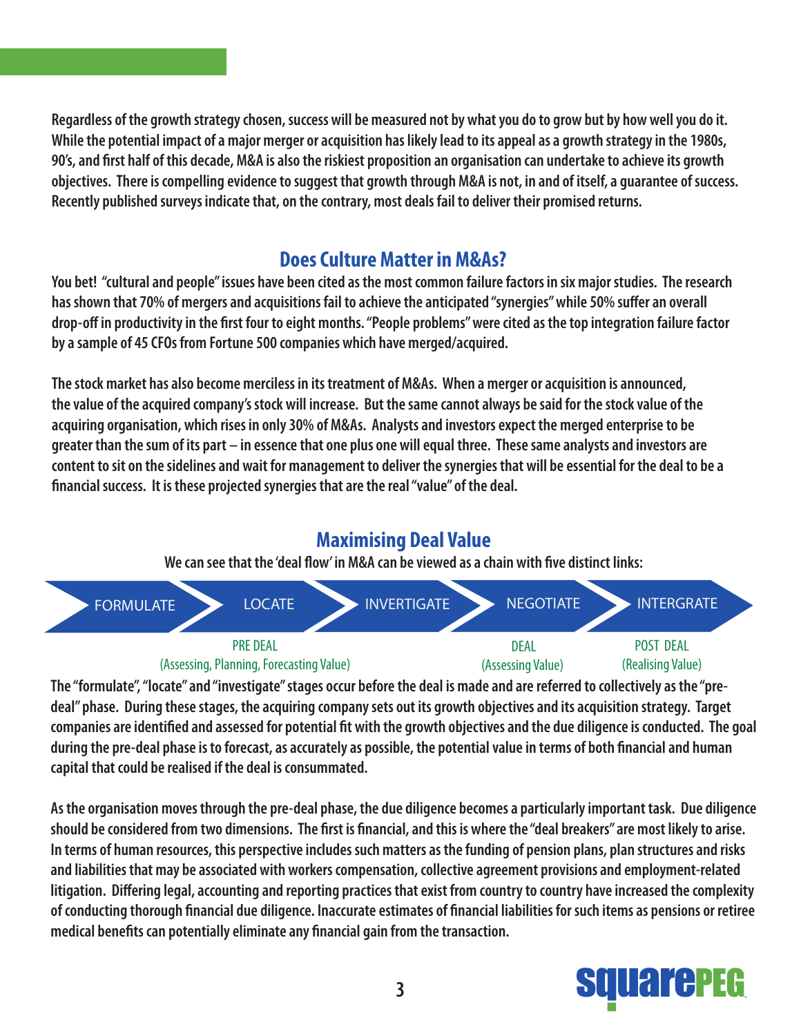Regardless of the growth strategy chosen, success will be measured not by what you do to grow but by how well you do it. While the potential impact of a major merger or acquisition has likely lead to its appeal as a growth strategy in the 1980s, 90's, and first half of this decade, M&A is also the riskiest proposition an organisation can undertake to achieve its growth objectives. There is compelling evidence to suggest that growth through M&A is not, in and of itself, a guarantee of success. Recently published surveys indicate that, on the contrary, most deals fail to deliver their promised returns.

## Does Culture Matter in M&As?

You bet! "cultural and people" issues have been cited as the most common failure factors in six major studies. The research has shown that 70% of mergers and acquisitions fail to achieve the anticipated "synergies" while 50% suffer an overall drop-off in productivity in the first four to eight months. "People problems" were cited as the top integration failure factor by a sample of 45 CFOs from Fortune 500 companies which have merged/acquired.

The stock market has also become merciless in its treatment of M&As. When a merger or acquisition is announced, the value of the acquired company's stock will increase. But the same cannot always be said for the stock value of the acquiring organisation, which rises in only 30% of M&As. Analysts and investors expect the merged enterprise to be greater than the sum of its part – in essence that one plus one will equal three. These same analysts and investors are content to sit on the sidelines and wait for management to deliver the synergies that will be essential for the deal to be a financial success. It is these projected synergies that are the real "value" of the deal.

## Maximising Deal Value

We can see that the 'deal flow' in M&A can be viewed as a chain with five distinct links:

FORMULATE → LOCATE → INVERTIGATE → NEGOTIATE → INTERGRATE

| FORMULATE | LOCATE | INVERTIGATE | NEGOTIATE | INTERGRATE |
|---|---|---|---|---|
| PRE DEAL (Assessing, Planning, Forecasting Value) | | | DEAL (Assessing Value) | POST DEAL (Realising Value) |

The "formulate", "locate" and "investigate" stages occur before the deal is made and are referred to collectively as the "pre-deal" phase. During these stages, the acquiring company sets out its growth objectives and its acquisition strategy. Target companies are identified and assessed for potential fit with the growth objectives and the due diligence is conducted. The goal during the pre-deal phase is to forecast, as accurately as possible, the potential value in terms of both financial and human capital that could be realised if the deal is consummated.

As the organisation moves through the pre-deal phase, the due diligence becomes a particularly important task. Due diligence should be considered from two dimensions. The first is financial, and this is where the "deal breakers" are most likely to arise. In terms of human resources, this perspective includes such matters as the funding of pension plans, plan structures and risks and liabilities that may be associated with workers compensation, collective agreement provisions and employment-related litigation. Differing legal, accounting and reporting practices that exist from country to country have increased the complexity of conducting thorough financial due diligence. Inaccurate estimates of financial liabilities for such items as pensions or retiree medical benefits can potentially eliminate any financial gain from the transaction.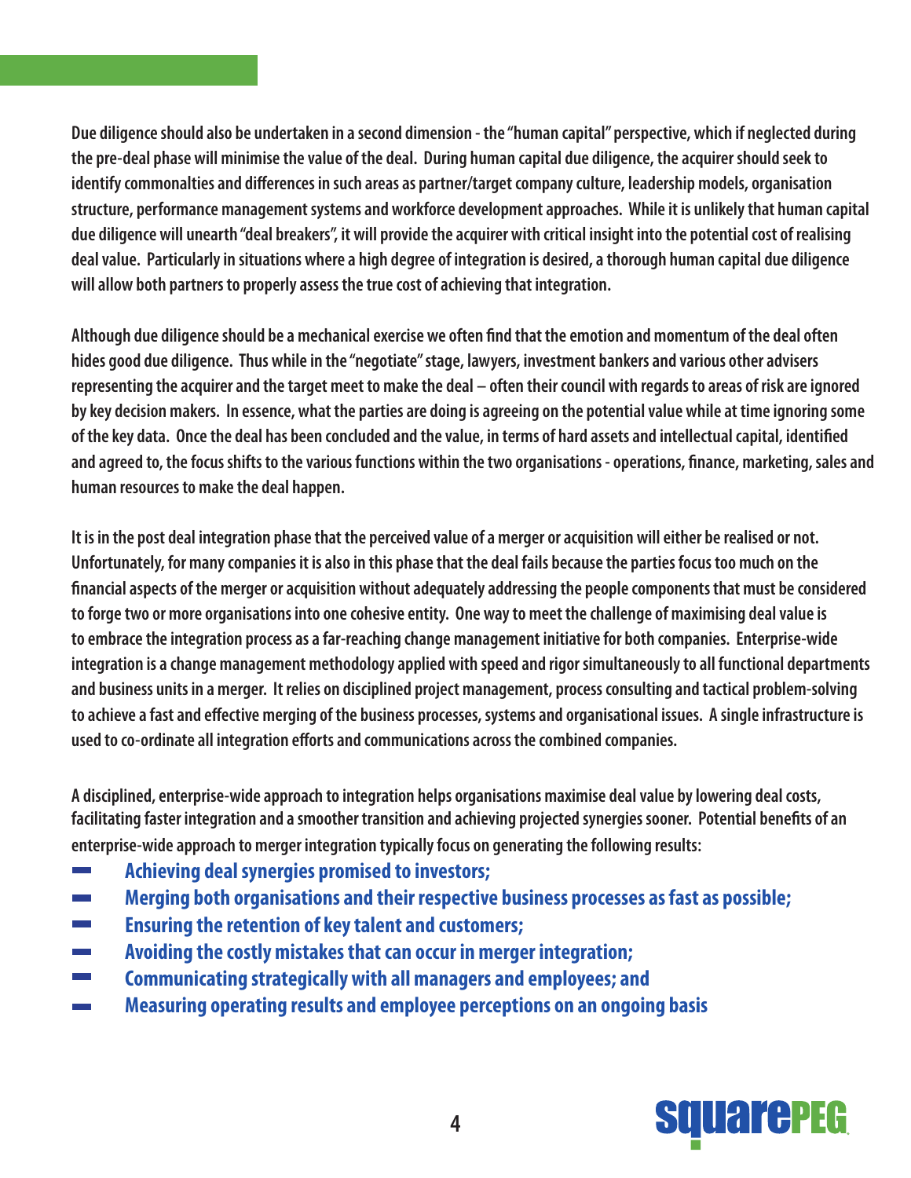Due diligence should also be undertaken in a second dimension - the "human capital" perspective, which if neglected during the pre-deal phase will minimise the value of the deal. During human capital due diligence, the acquirer should seek to identify commonalties and differences in such areas as partner/target company culture, leadership models, organisation structure, performance management systems and workforce development approaches. While it is unlikely that human capital due diligence will unearth "deal breakers", it will provide the acquirer with critical insight into the potential cost of realising deal value. Particularly in situations where a high degree of integration is desired, a thorough human capital due diligence will allow both partners to properly assess the true cost of achieving that integration.

Although due diligence should be a mechanical exercise we often find that the emotion and momentum of the deal often hides good due diligence. Thus while in the "negotiate" stage, lawyers, investment bankers and various other advisers representing the acquirer and the target meet to make the deal – often their council with regards to areas of risk are ignored by key decision makers. In essence, what the parties are doing is agreeing on the potential value while at time ignoring some of the key data. Once the deal has been concluded and the value, in terms of hard assets and intellectual capital, identified and agreed to, the focus shifts to the various functions within the two organisations - operations, finance, marketing, sales and human resources to make the deal happen.

It is in the post deal integration phase that the perceived value of a merger or acquisition will either be realised or not. Unfortunately, for many companies it is also in this phase that the deal fails because the parties focus too much on the financial aspects of the merger or acquisition without adequately addressing the people components that must be considered to forge two or more organisations into one cohesive entity. One way to meet the challenge of maximising deal value is to embrace the integration process as a far-reaching change management initiative for both companies. Enterprise-wide integration is a change management methodology applied with speed and rigor simultaneously to all functional departments and business units in a merger. It relies on disciplined project management, process consulting and tactical problem-solving to achieve a fast and effective merging of the business processes, systems and organisational issues. A single infrastructure is used to co-ordinate all integration efforts and communications across the combined companies.

A disciplined, enterprise-wide approach to integration helps organisations maximise deal value by lowering deal costs, facilitating faster integration and a smoother transition and achieving projected synergies sooner. Potential benefits of an enterprise-wide approach to merger integration typically focus on generating the following results:

- **Achieving deal synergies promised to investors;**
- **Merging both organisations and their respective business processes as fast as possible;**
- **Ensuring the retention of key talent and customers;**
- **Avoiding the costly mistakes that can occur in merger integration;**
- **Communicating strategically with all managers and employees; and**
- **Measuring operating results and employee perceptions on an ongoing basis**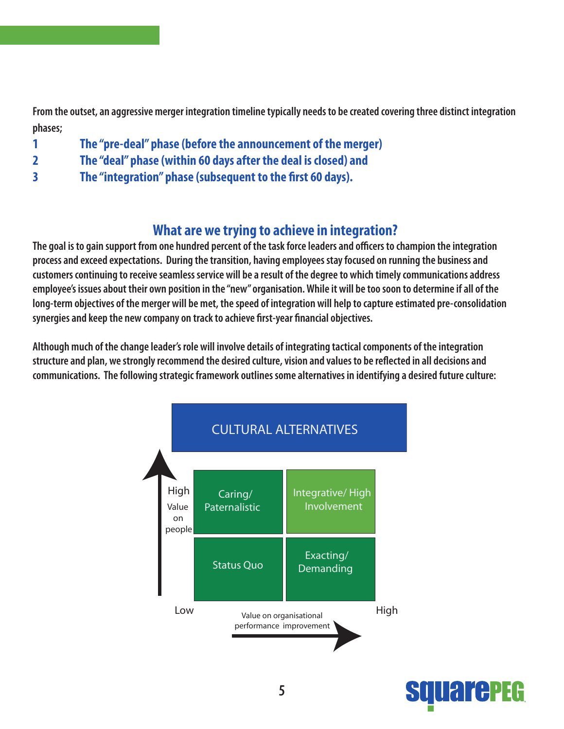From the outset, an aggressive merger integration timeline typically needs to be created covering three distinct integration phases;

1. **The "pre-deal" phase (before the announcement of the merger)**
2. **The "deal" phase (within 60 days after the deal is closed) and**
3. **The "integration" phase (subsequent to the first 60 days).**

## What are we trying to achieve in integration?

The goal is to gain support from one hundred percent of the task force leaders and officers to champion the integration process and exceed expectations. During the transition, having employees stay focused on running the business and customers continuing to receive seamless service will be a result of the degree to which timely communications address employee's issues about their own position in the "new" organisation. While it will be too soon to determine if all of the long-term objectives of the merger will be met, the speed of integration will help to capture estimated pre-consolidation synergies and keep the new company on track to achieve first-year financial objectives.

Although much of the change leader's role will involve details of integrating tactical components of the integration structure and plan, we strongly recommend the desired culture, vision and values to be reflected in all decisions and communications. The following strategic framework outlines some alternatives in identifying a desired future culture:

**CULTURAL ALTERNATIVES**

| Value on people \ Value on organisational performance improvement | Low | High |
| --- | --- | --- |
| High | Caring/ Paternalistic | Integrative/ High Involvement |
| Low | Status Quo | Exacting/ Demanding |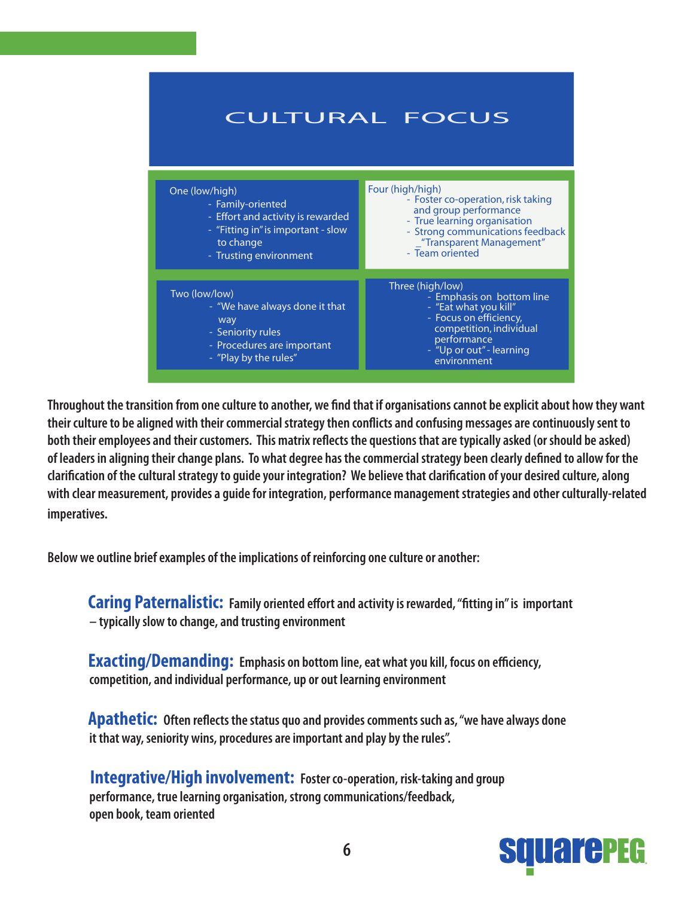# CULTURAL FOCUS

| One (low/high) | Four (high/high) |
|---|---|
| - Family-oriented<br>- Effort and activity is rewarded<br>- "Fitting in" is important - slow to change<br>- Trusting environment | - Foster co-operation, risk taking and group performance<br>- True learning organisation<br>- Strong communications feedback _"Transparent Management"<br>- Team oriented |
| **Two (low/low)** | **Three (high/low)** |
| - "We have always done it that way<br>- Seniority rules<br>- Procedures are important<br>- "Play by the rules" | - Emphasis on bottom line<br>- "Eat what you kill"<br>- Focus on efficiency, competition, individual performance<br>- "Up or out" - learning environment |

**Throughout the transition from one culture to another, we find that if organisations cannot be explicit about how they want their culture to be aligned with their commercial strategy then conflicts and confusing messages are continuously sent to both their employees and their customers. This matrix reflects the questions that are typically asked (or should be asked) of leaders in aligning their change plans. To what degree has the commercial strategy been clearly defined to allow for the clarification of the cultural strategy to guide your integration? We believe that clarification of your desired culture, along with clear measurement, provides a guide for integration, performance management strategies and other culturally-related imperatives.**

**Below we outline brief examples of the implications of reinforcing one culture or another:**

**Caring Paternalistic:** Family oriented effort and activity is rewarded, "fitting in" is important – typically slow to change, and trusting environment

**Exacting/Demanding:** Emphasis on bottom line, eat what you kill, focus on efficiency, competition, and individual performance, up or out learning environment

**Apathetic:** Often reflects the status quo and provides comments such as, "we have always done it that way, seniority wins, procedures are important and play by the rules".

**Integrative/High involvement:** Foster co-operation, risk-taking and group performance, true learning organisation, strong communications/feedback, open book, team oriented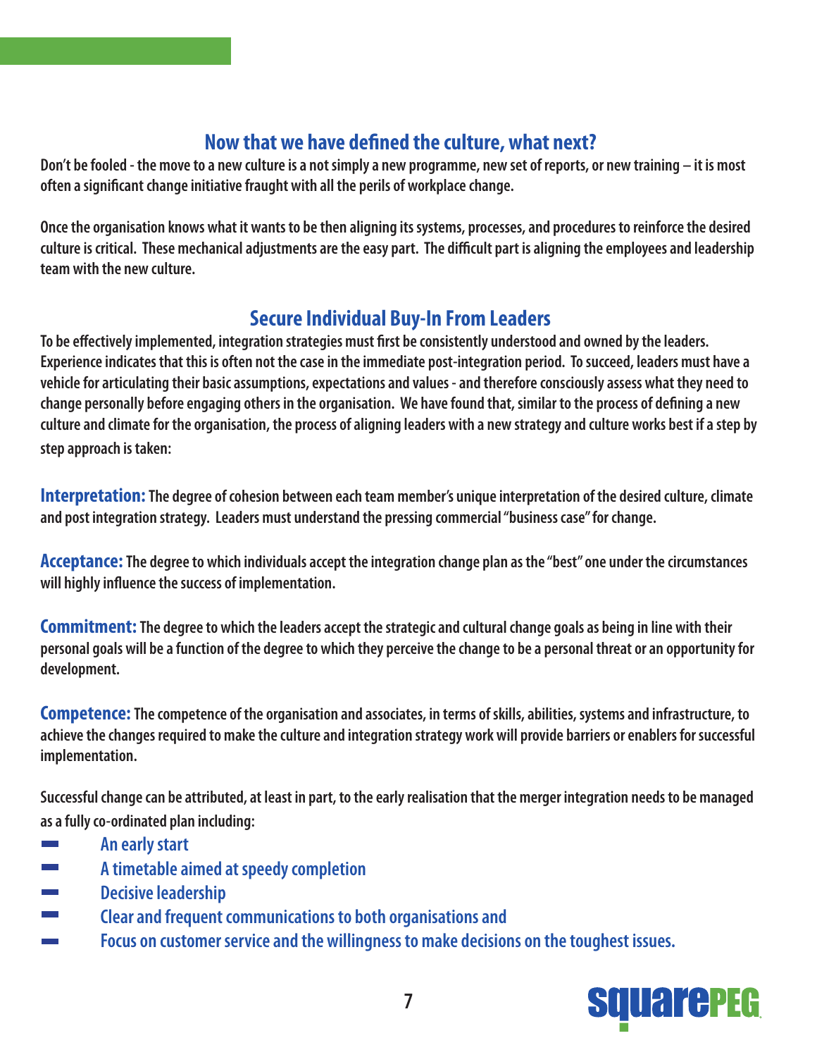## Now that we have defined the culture, what next?

**Don't be fooled - the move to a new culture is a not simply a new programme, new set of reports, or new training – it is most often a significant change initiative fraught with all the perils of workplace change.**

**Once the organisation knows what it wants to be then aligning its systems, processes, and procedures to reinforce the desired culture is critical. These mechanical adjustments are the easy part. The difficult part is aligning the employees and leadership team with the new culture.**

## Secure Individual Buy-In From Leaders

**To be effectively implemented, integration strategies must first be consistently understood and owned by the leaders. Experience indicates that this is often not the case in the immediate post-integration period. To succeed, leaders must have a vehicle for articulating their basic assumptions, expectations and values - and therefore consciously assess what they need to change personally before engaging others in the organisation. We have found that, similar to the process of defining a new culture and climate for the organisation, the process of aligning leaders with a new strategy and culture works best if a step by step approach is taken:**

**Interpretation:** **The degree of cohesion between each team member's unique interpretation of the desired culture, climate and post integration strategy. Leaders must understand the pressing commercial "business case" for change.**

**Acceptance:** **The degree to which individuals accept the integration change plan as the "best" one under the circumstances will highly influence the success of implementation.**

**Commitment:** **The degree to which the leaders accept the strategic and cultural change goals as being in line with their personal goals will be a function of the degree to which they perceive the change to be a personal threat or an opportunity for development.**

**Competence:** **The competence of the organisation and associates, in terms of skills, abilities, systems and infrastructure, to achieve the changes required to make the culture and integration strategy work will provide barriers or enablers for successful implementation.**

**Successful change can be attributed, at least in part, to the early realisation that the merger integration needs to be managed as a fully co-ordinated plan including:**

- An early start
- A timetable aimed at speedy completion
- Decisive leadership
- Clear and frequent communications to both organisations and
- Focus on customer service and the willingness to make decisions on the toughest issues.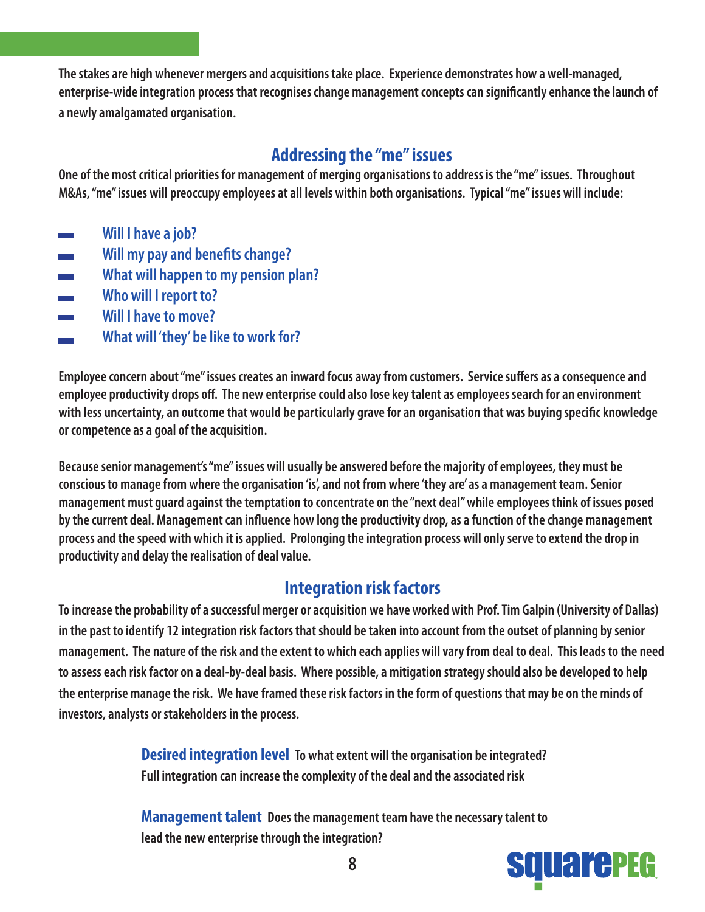The stakes are high whenever mergers and acquisitions take place. Experience demonstrates how a well-managed, enterprise-wide integration process that recognises change management concepts can significantly enhance the launch of a newly amalgamated organisation.

## Addressing the "me" issues

One of the most critical priorities for management of merging organisations to address is the "me" issues. Throughout M&As, "me" issues will preoccupy employees at all levels within both organisations. Typical "me" issues will include:

- Will I have a job?
- Will my pay and benefits change?
- What will happen to my pension plan?
- Who will I report to?
- Will I have to move?
- What will 'they' be like to work for?

Employee concern about "me" issues creates an inward focus away from customers. Service suffers as a consequence and employee productivity drops off. The new enterprise could also lose key talent as employees search for an environment with less uncertainty, an outcome that would be particularly grave for an organisation that was buying specific knowledge or competence as a goal of the acquisition.

Because senior management's "me" issues will usually be answered before the majority of employees, they must be conscious to manage from where the organisation 'is', and not from where 'they are' as a management team. Senior management must guard against the temptation to concentrate on the "next deal" while employees think of issues posed by the current deal. Management can influence how long the productivity drop, as a function of the change management process and the speed with which it is applied. Prolonging the integration process will only serve to extend the drop in productivity and delay the realisation of deal value.

## Integration risk factors

To increase the probability of a successful merger or acquisition we have worked with Prof. Tim Galpin (University of Dallas) in the past to identify 12 integration risk factors that should be taken into account from the outset of planning by senior management. The nature of the risk and the extent to which each applies will vary from deal to deal. This leads to the need to assess each risk factor on a deal-by-deal basis. Where possible, a mitigation strategy should also be developed to help the enterprise manage the risk. We have framed these risk factors in the form of questions that may be on the minds of investors, analysts or stakeholders in the process.

**Desired integration level** To what extent will the organisation be integrated? Full integration can increase the complexity of the deal and the associated risk

**Management talent** Does the management team have the necessary talent to lead the new enterprise through the integration?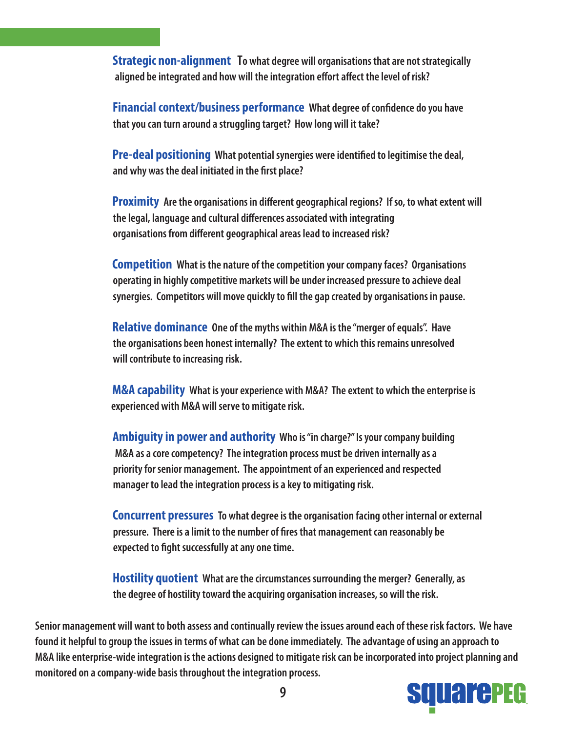**Strategic non-alignment** To what degree will organisations that are not strategically aligned be integrated and how will the integration effort affect the level of risk?

**Financial context/business performance** What degree of confidence do you have that you can turn around a struggling target? How long will it take?

**Pre-deal positioning** What potential synergies were identified to legitimise the deal, and why was the deal initiated in the first place?

**Proximity** Are the organisations in different geographical regions? If so, to what extent will the legal, language and cultural differences associated with integrating organisations from different geographical areas lead to increased risk?

**Competition** What is the nature of the competition your company faces? Organisations operating in highly competitive markets will be under increased pressure to achieve deal synergies. Competitors will move quickly to fill the gap created by organisations in pause.

**Relative dominance** One of the myths within M&A is the "merger of equals". Have the organisations been honest internally? The extent to which this remains unresolved will contribute to increasing risk.

**M&A capability** What is your experience with M&A? The extent to which the enterprise is experienced with M&A will serve to mitigate risk.

**Ambiguity in power and authority** Who is "in charge?" Is your company building M&A as a core competency? The integration process must be driven internally as a priority for senior management. The appointment of an experienced and respected manager to lead the integration process is a key to mitigating risk.

**Concurrent pressures** To what degree is the organisation facing other internal or external pressure. There is a limit to the number of fires that management can reasonably be expected to fight successfully at any one time.

**Hostility quotient** What are the circumstances surrounding the merger? Generally, as the degree of hostility toward the acquiring organisation increases, so will the risk.

Senior management will want to both assess and continually review the issues around each of these risk factors. We have found it helpful to group the issues in terms of what can be done immediately. The advantage of using an approach to M&A like enterprise-wide integration is the actions designed to mitigate risk can be incorporated into project planning and monitored on a company-wide basis throughout the integration process.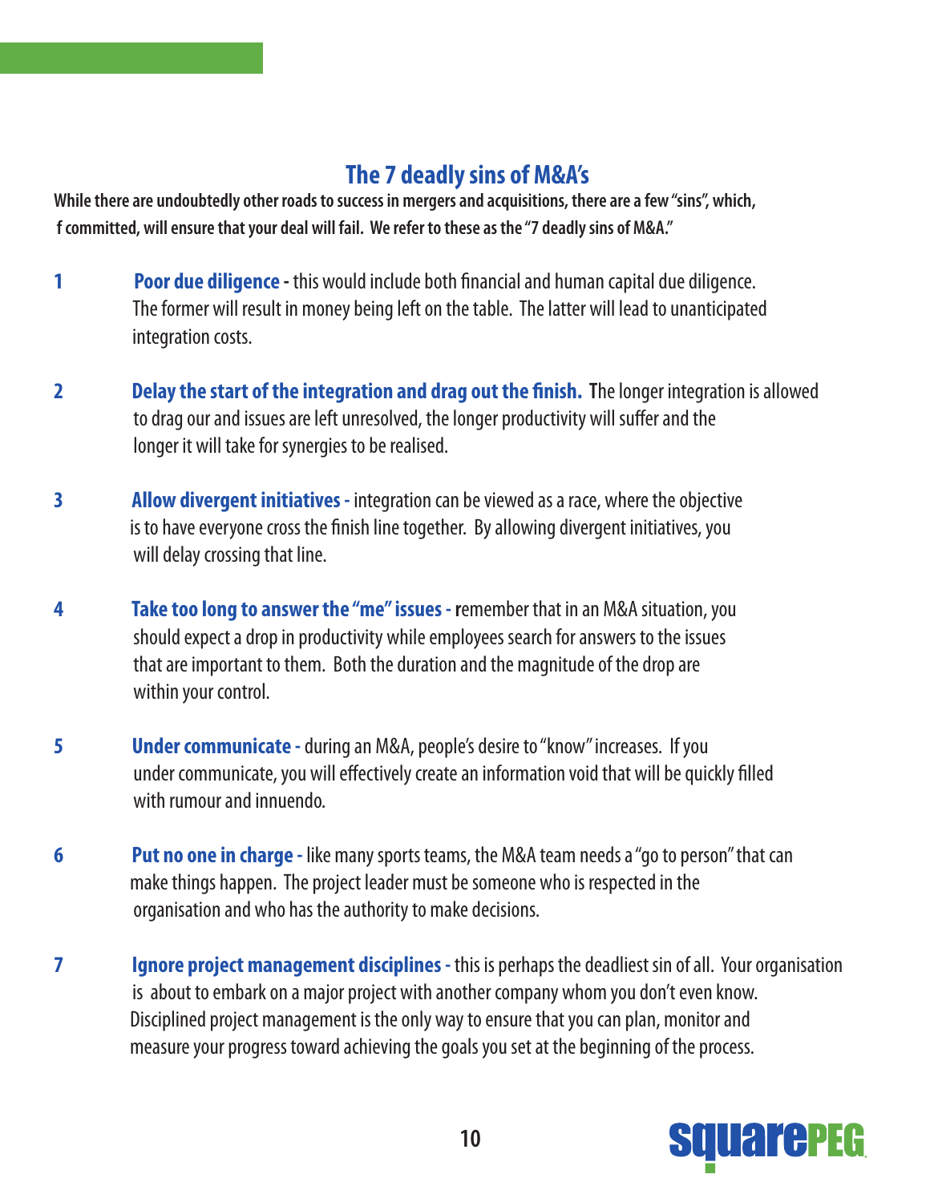## The 7 deadly sins of M&A's

**While there are undoubtedly other roads to success in mergers and acquisitions, there are a few "sins", which, f committed, will ensure that your deal will fail. We refer to these as the "7 deadly sins of M&A."**

1. **Poor due diligence -** this would include both financial and human capital due diligence. The former will result in money being left on the table. The latter will lead to unanticipated integration costs.

2. **Delay the start of the integration and drag out the finish. T**he longer integration is allowed to drag our and issues are left unresolved, the longer productivity will suffer and the longer it will take for synergies to be realised.

3. **Allow divergent initiatives -** integration can be viewed as a race, where the objective is to have everyone cross the finish line together. By allowing divergent initiatives, you will delay crossing that line.

4. **Take too long to answer the "me" issues - r**emember that in an M&A situation, you should expect a drop in productivity while employees search for answers to the issues that are important to them. Both the duration and the magnitude of the drop are within your control.

5. **Under communicate -** during an M&A, people's desire to "know" increases. If you under communicate, you will effectively create an information void that will be quickly filled with rumour and innuendo.

6. **Put no one in charge -** like many sports teams, the M&A team needs a "go to person" that can make things happen. The project leader must be someone who is respected in the organisation and who has the authority to make decisions.

7. **Ignore project management disciplines -** this is perhaps the deadliest sin of all. Your organisation is about to embark on a major project with another company whom you don't even know. Disciplined project management is the only way to ensure that you can plan, monitor and measure your progress toward achieving the goals you set at the beginning of the process.

squarePEG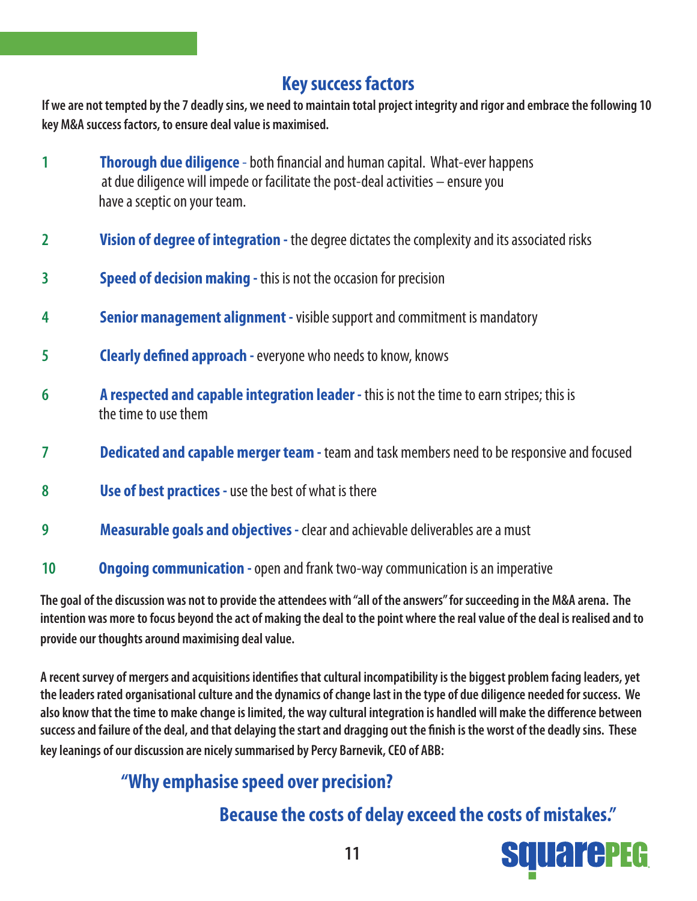## Key success factors

**If we are not tempted by the 7 deadly sins, we need to maintain total project integrity and rigor and embrace the following 10 key M&A success factors, to ensure deal value is maximised.**

1. **Thorough due diligence** - both financial and human capital. What-ever happens at due diligence will impede or facilitate the post-deal activities – ensure you have a sceptic on your team.
2. **Vision of degree of integration -** the degree dictates the complexity and its associated risks
3. **Speed of decision making -** this is not the occasion for precision
4. **Senior management alignment -** visible support and commitment is mandatory
5. **Clearly defined approach -** everyone who needs to know, knows
6. **A respected and capable integration leader -** this is not the time to earn stripes; this is the time to use them
7. **Dedicated and capable merger team -** team and task members need to be responsive and focused
8. **Use of best practices -** use the best of what is there
9. **Measurable goals and objectives -** clear and achievable deliverables are a must
10. **Ongoing communication -** open and frank two-way communication is an imperative

**The goal of the discussion was not to provide the attendees with "all of the answers" for succeeding in the M&A arena. The intention was more to focus beyond the act of making the deal to the point where the real value of the deal is realised and to provide our thoughts around maximising deal value.**

**A recent survey of mergers and acquisitions identifies that cultural incompatibility is the biggest problem facing leaders, yet the leaders rated organisational culture and the dynamics of change last in the type of due diligence needed for success. We also know that the time to make change is limited, the way cultural integration is handled will make the difference between success and failure of the deal, and that delaying the start and dragging out the finish is the worst of the deadly sins. These key leanings of our discussion are nicely summarised by Percy Barnevik, CEO of ABB:**

> **"Why emphasise speed over precision?**
>
> **Because the costs of delay exceed the costs of mistakes."**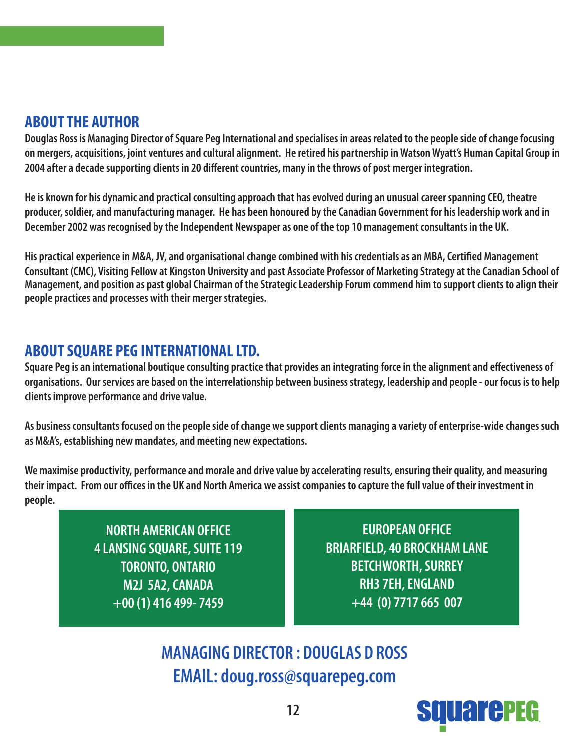## ABOUT THE AUTHOR

**Douglas Ross is Managing Director of Square Peg International and specialises in areas related to the people side of change focusing on mergers, acquisitions, joint ventures and cultural alignment. He retired his partnership in Watson Wyatt's Human Capital Group in 2004 after a decade supporting clients in 20 different countries, many in the throws of post merger integration.**

**He is known for his dynamic and practical consulting approach that has evolved during an unusual career spanning CEO, theatre producer, soldier, and manufacturing manager. He has been honoured by the Canadian Government for his leadership work and in December 2002 was recognised by the Independent Newspaper as one of the top 10 management consultants in the UK.**

**His practical experience in M&A, JV, and organisational change combined with his credentials as an MBA, Certified Management Consultant (CMC), Visiting Fellow at Kingston University and past Associate Professor of Marketing Strategy at the Canadian School of Management, and position as past global Chairman of the Strategic Leadership Forum commend him to support clients to align their people practices and processes with their merger strategies.**

## ABOUT SQUARE PEG INTERNATIONAL LTD.

**Square Peg is an international boutique consulting practice that provides an integrating force in the alignment and effectiveness of organisations. Our services are based on the interrelationship between business strategy, leadership and people - our focus is to help clients improve performance and drive value.**

**As business consultants focused on the people side of change we support clients managing a variety of enterprise-wide changes such as M&A's, establishing new mandates, and meeting new expectations.**

**We maximise productivity, performance and morale and drive value by accelerating results, ensuring their quality, and measuring their impact. From our offices in the UK and North America we assist companies to capture the full value of their investment in people.**

**NORTH AMERICAN OFFICE**
**4 LANSING SQUARE, SUITE 119**
**TORONTO, ONTARIO**
**M2J 5A2, CANADA**
**+00 (1) 416 499- 7459**

**EUROPEAN OFFICE**
**BRIARFIELD, 40 BROCKHAM LANE**
**BETCHWORTH, SURREY**
**RH3 7EH, ENGLAND**
**+44 (0) 7717 665 007**

**MANAGING DIRECTOR : DOUGLAS D ROSS**
**EMAIL: doug.ross@squarepeg.com**

squarePEG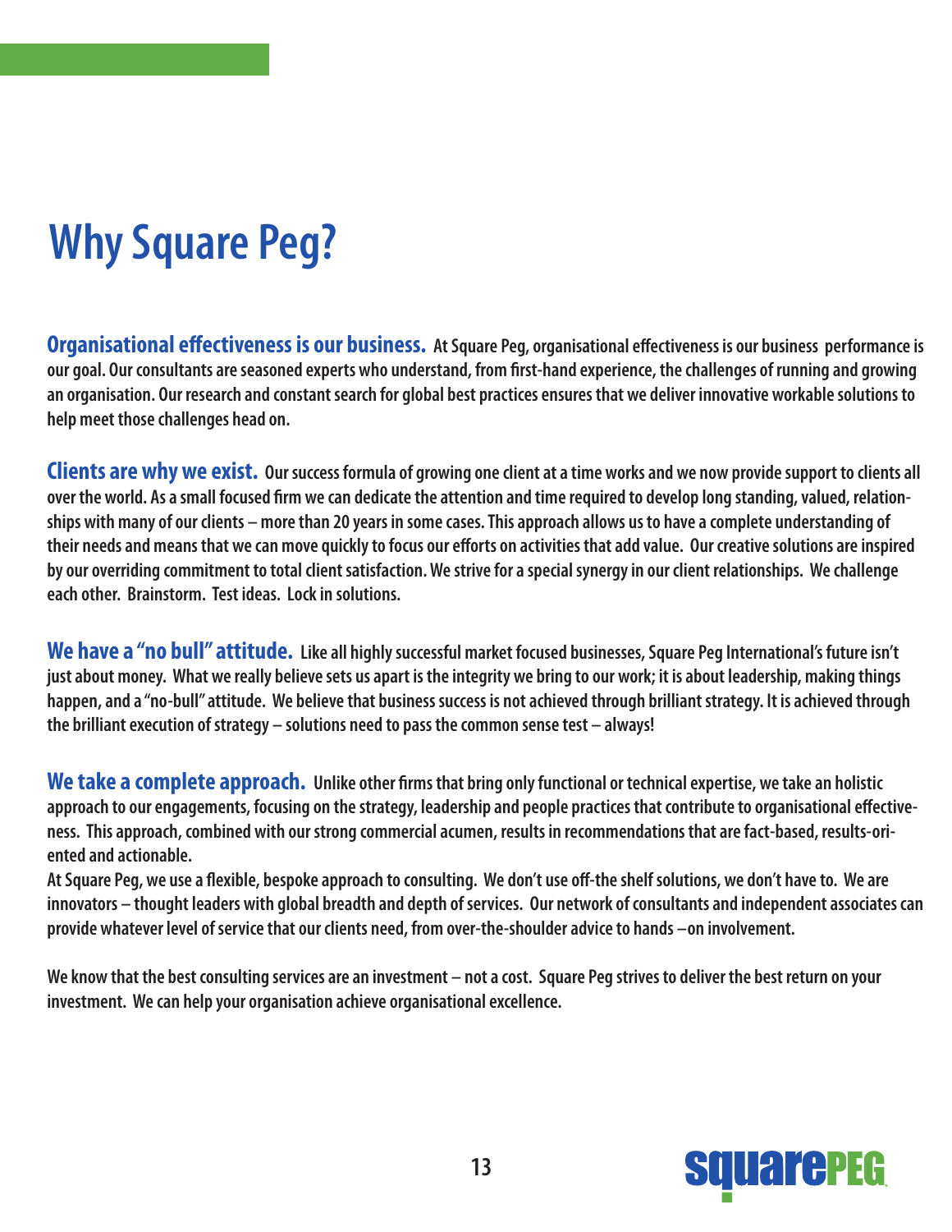# Why Square Peg?

**Organisational effectiveness is our business.** At Square Peg, organisational effectiveness is our business performance is our goal. Our consultants are seasoned experts who understand, from first-hand experience, the challenges of running and growing an organisation. Our research and constant search for global best practices ensures that we deliver innovative workable solutions to help meet those challenges head on.

**Clients are why we exist.** Our success formula of growing one client at a time works and we now provide support to clients all over the world. As a small focused firm we can dedicate the attention and time required to develop long standing, valued, relationships with many of our clients – more than 20 years in some cases. This approach allows us to have a complete understanding of their needs and means that we can move quickly to focus our efforts on activities that add value. Our creative solutions are inspired by our overriding commitment to total client satisfaction. We strive for a special synergy in our client relationships. We challenge each other. Brainstorm. Test ideas. Lock in solutions.

**We have a "no bull" attitude.** Like all highly successful market focused businesses, Square Peg International's future isn't just about money. What we really believe sets us apart is the integrity we bring to our work; it is about leadership, making things happen, and a "no-bull" attitude. We believe that business success is not achieved through brilliant strategy. It is achieved through the brilliant execution of strategy – solutions need to pass the common sense test – always!

**We take a complete approach.** Unlike other firms that bring only functional or technical expertise, we take an holistic approach to our engagements, focusing on the strategy, leadership and people practices that contribute to organisational effectiveness. This approach, combined with our strong commercial acumen, results in recommendations that are fact-based, results-oriented and actionable.

At Square Peg, we use a flexible, bespoke approach to consulting. We don't use off-the shelf solutions, we don't have to. We are innovators – thought leaders with global breadth and depth of services. Our network of consultants and independent associates can provide whatever level of service that our clients need, from over-the-shoulder advice to hands –on involvement.

We know that the best consulting services are an investment – not a cost. Square Peg strives to deliver the best return on your investment. We can help your organisation achieve organisational excellence.